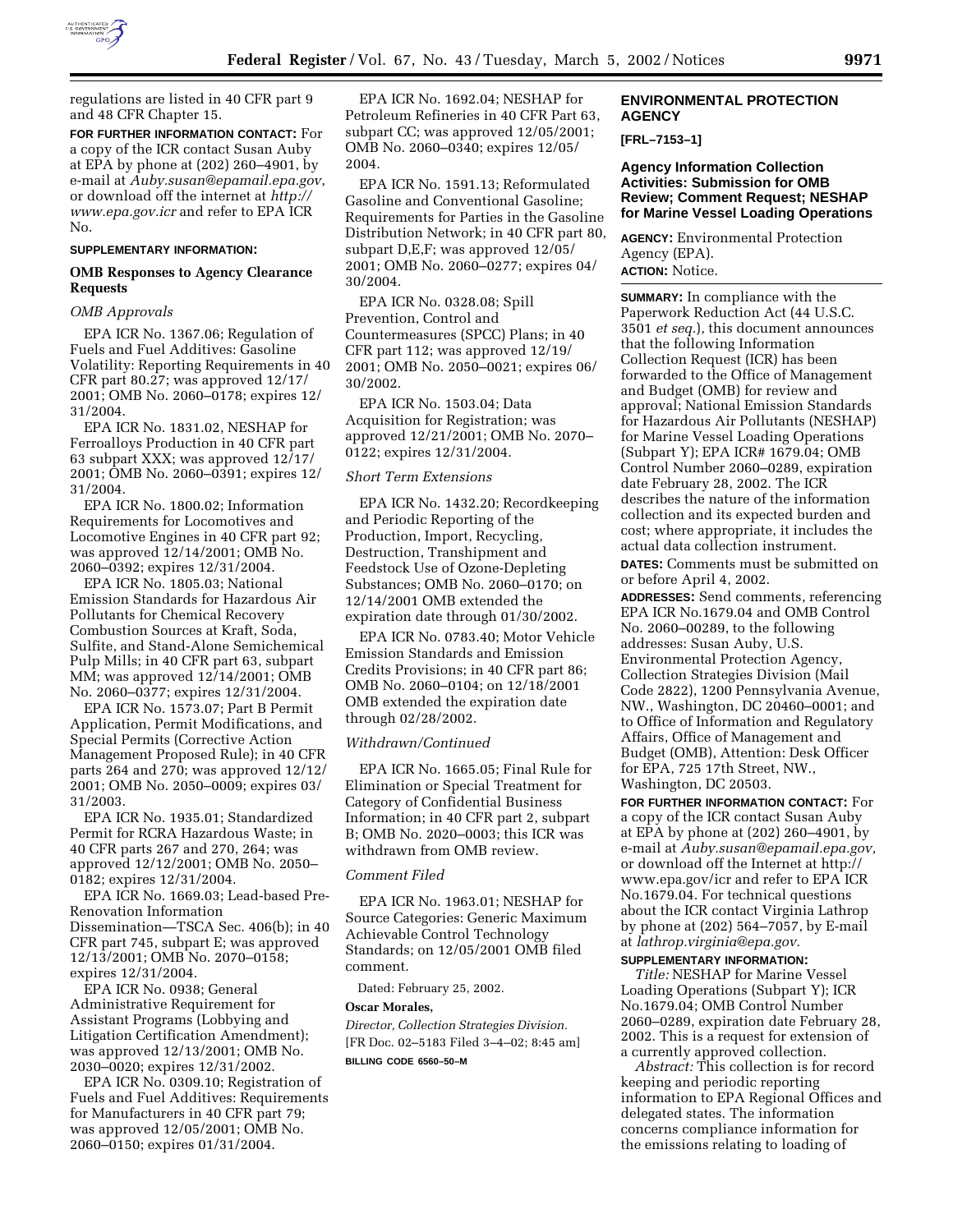regulations are listed in 40 CFR part 9 and 48 CFR Chapter 15.

**FOR FURTHER INFORMATION CONTACT:** For a copy of the ICR contact Susan Auby at EPA by phone at (202) 260–4901, by e-mail at *Auby.susan@epamail.epa.gov*, or download off the internet at *http://www.epa.gov.icr* and refer to EPA ICR No.

**SUPPLEMENTARY INFORMATION:**

### OMB Responses to Agency Clearance Requests

*OMB Approvals*

EPA ICR No. 1367.06; Regulation of Fuels and Fuel Additives: Gasoline Volatility: Reporting Requirements in 40 CFR part 80.27; was approved 12/17/2001; OMB No. 2060–0178; expires 12/31/2004.

EPA ICR No. 1831.02, NESHAP for Ferroalloys Production in 40 CFR part 63 subpart XXX; was approved 12/17/2001; OMB No. 2060–0391; expires 12/31/2004.

EPA ICR No. 1800.02; Information Requirements for Locomotives and Locomotive Engines in 40 CFR part 92; was approved 12/14/2001; OMB No. 2060–0392; expires 12/31/2004.

EPA ICR No. 1805.03; National Emission Standards for Hazardous Air Pollutants for Chemical Recovery Combustion Sources at Kraft, Soda, Sulfite, and Stand-Alone Semichemical Pulp Mills; in 40 CFR part 63, subpart MM; was approved 12/14/2001; OMB No. 2060–0377; expires 12/31/2004.

EPA ICR No. 1573.07; Part B Permit Application, Permit Modifications, and Special Permits (Corrective Action Management Proposed Rule); in 40 CFR parts 264 and 270; was approved 12/12/2001; OMB No. 2050–0009; expires 03/31/2003.

EPA ICR No. 1935.01; Standardized Permit for RCRA Hazardous Waste; in 40 CFR parts 267 and 270, 264; was approved 12/12/2001; OMB No. 2050–0182; expires 12/31/2004.

EPA ICR No. 1669.03; Lead-based Pre-Renovation Information Dissemination—TSCA Sec. 406(b); in 40 CFR part 745, subpart E; was approved 12/13/2001; OMB No. 2070–0158; expires 12/31/2004.

EPA ICR No. 0938; General Administrative Requirement for Assistant Programs (Lobbying and Litigation Certification Amendment); was approved 12/13/2001; OMB No. 2030–0020; expires 12/31/2002.

EPA ICR No. 0309.10; Registration of Fuels and Fuel Additives: Requirements for Manufacturers in 40 CFR part 79; was approved 12/05/2001; OMB No. 2060–0150; expires 01/31/2004.

EPA ICR No. 1692.04; NESHAP for Petroleum Refineries in 40 CFR Part 63, subpart CC; was approved 12/05/2001; OMB No. 2060–0340; expires 12/05/2004.

EPA ICR No. 1591.13; Reformulated Gasoline and Conventional Gasoline; Requirements for Parties in the Gasoline Distribution Network; in 40 CFR part 80, subpart D,E,F; was approved 12/05/2001; OMB No. 2060–0277; expires 04/30/2004.

EPA ICR No. 0328.08; Spill Prevention, Control and Countermeasures (SPCC) Plans; in 40 CFR part 112; was approved 12/19/2001; OMB No. 2050–0021; expires 06/30/2002.

EPA ICR No. 1503.04; Data Acquisition for Registration; was approved 12/21/2001; OMB No. 2070–0122; expires 12/31/2004.

*Short Term Extensions*

EPA ICR No. 1432.20; Recordkeeping and Periodic Reporting of the Production, Import, Recycling, Destruction, Transhipment and Feedstock Use of Ozone-Depleting Substances; OMB No. 2060–0170; on 12/14/2001 OMB extended the expiration date through 01/30/2002.

EPA ICR No. 0783.40; Motor Vehicle Emission Standards and Emission Credits Provisions; in 40 CFR part 86; OMB No. 2060–0104; on 12/18/2001 OMB extended the expiration date through 02/28/2002.

*Withdrawn/Continued*

EPA ICR No. 1665.05; Final Rule for Elimination or Special Treatment for Category of Confidential Business Information; in 40 CFR part 2, subpart B; OMB No. 2020–0003; this ICR was withdrawn from OMB review.

*Comment Filed*

EPA ICR No. 1963.01; NESHAP for Source Categories: Generic Maximum Achievable Control Technology Standards; on 12/05/2001 OMB filed comment.

Dated: February 25, 2002.

**Oscar Morales,**

*Director, Collection Strategies Division.*

[FR Doc. 02–5183 Filed 3–4–02; 8:45 am]

**BILLING CODE 6560–50–M**

## ENVIRONMENTAL PROTECTION AGENCY

**[FRL–7153–1]**

### Agency Information Collection Activities: Submission for OMB Review; Comment Request; NESHAP for Marine Vessel Loading Operations

**AGENCY:** Environmental Protection Agency (EPA).

**ACTION:** Notice.

**SUMMARY:** In compliance with the Paperwork Reduction Act (44 U.S.C. 3501 *et seq.*), this document announces that the following Information Collection Request (ICR) has been forwarded to the Office of Management and Budget (OMB) for review and approval; National Emission Standards for Hazardous Air Pollutants (NESHAP) for Marine Vessel Loading Operations (Subpart Y); EPA ICR# 1679.04; OMB Control Number 2060–0289, expiration date February 28, 2002. The ICR describes the nature of the information collection and its expected burden and cost; where appropriate, it includes the actual data collection instrument.

**DATES:** Comments must be submitted on or before April 4, 2002.

**ADDRESSES:** Send comments, referencing EPA ICR No.1679.04 and OMB Control No. 2060–00289, to the following addresses: Susan Auby, U.S. Environmental Protection Agency, Collection Strategies Division (Mail Code 2822), 1200 Pennsylvania Avenue, NW., Washington, DC 20460–0001; and to Office of Information and Regulatory Affairs, Office of Management and Budget (OMB), Attention: Desk Officer for EPA, 725 17th Street, NW., Washington, DC 20503.

**FOR FURTHER INFORMATION CONTACT:** For a copy of the ICR contact Susan Auby at EPA by phone at (202) 260–4901, by e-mail at *Auby.susan@epamail.epa.gov,* or download off the Internet at http://www.epa.gov/icr and refer to EPA ICR No.1679.04. For technical questions about the ICR contact Virginia Lathrop by phone at (202) 564–7057, by E-mail at *lathrop.virginia@epa.gov.*

**SUPPLEMENTARY INFORMATION:**

*Title:* NESHAP for Marine Vessel Loading Operations (Subpart Y); ICR No.1679.04; OMB Control Number 2060–0289, expiration date February 28, 2002. This is a request for extension of a currently approved collection.

*Abstract:* This collection is for record keeping and periodic reporting information to EPA Regional Offices and delegated states. The information concerns compliance information for the emissions relating to loading of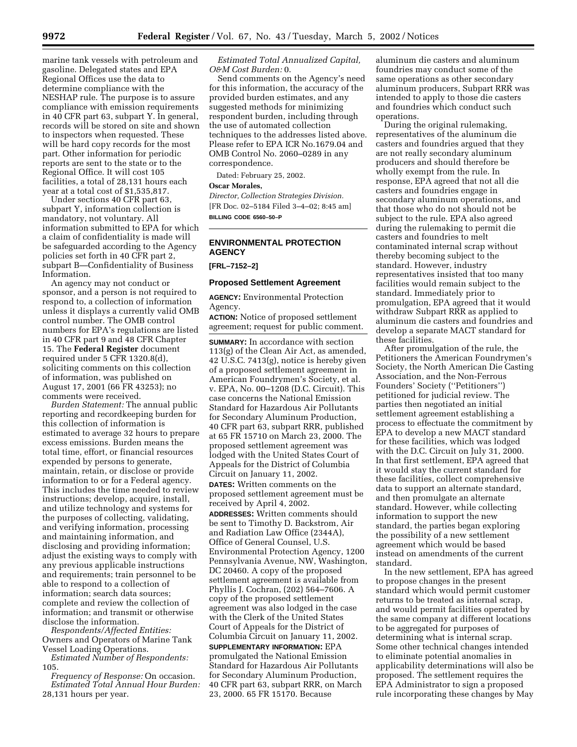marine tank vessels with petroleum and gasoline. Delegated states and EPA Regional Offices use the data to determine compliance with the NESHAP rule. The purpose is to assure compliance with emission requirements in 40 CFR part 63, subpart Y. In general, records will be stored on site and shown to inspectors when requested. These will be hard copy records for the most part. Other information for periodic reports are sent to the state or to the Regional Office. It will cost 105 facilities, a total of 28,131 hours each year at a total cost of $1,535,817.

Under sections 40 CFR part 63, subpart Y, information collection is mandatory, not voluntary. All information submitted to EPA for which a claim of confidentiality is made will be safeguarded according to the Agency policies set forth in 40 CFR part 2, subpart B—Confidentiality of Business Information.

An agency may not conduct or sponsor, and a person is not required to respond to, a collection of information unless it displays a currently valid OMB control number. The OMB control numbers for EPA's regulations are listed in 40 CFR part 9 and 48 CFR Chapter 15. The **Federal Register** document required under 5 CFR 1320.8(d), soliciting comments on this collection of information, was published on August 17, 2001 (66 FR 43253); no comments were received.

*Burden Statement:* The annual public reporting and recordkeeping burden for this collection of information is estimated to average 32 hours to prepare excess emissions. Burden means the total time, effort, or financial resources expended by persons to generate, maintain, retain, or disclose or provide information to or for a Federal agency. This includes the time needed to review instructions; develop, acquire, install, and utilize technology and systems for the purposes of collecting, validating, and verifying information, processing and maintaining information, and disclosing and providing information; adjust the existing ways to comply with any previous applicable instructions and requirements; train personnel to be able to respond to a collection of information; search data sources; complete and review the collection of information; and transmit or otherwise disclose the information.

*Respondents/Affected Entities:* Owners and Operators of Marine Tank Vessel Loading Operations.

*Estimated Number of Respondents:* 105.

*Frequency of Response:* On occasion.

*Estimated Total Annual Hour Burden:* 28,131 hours per year.

*Estimated Total Annualized Capital, O&M Cost Burden:* 0.

Send comments on the Agency's need for this information, the accuracy of the provided burden estimates, and any suggested methods for minimizing respondent burden, including through the use of automated collection techniques to the addresses listed above. Please refer to EPA ICR No.1679.04 and OMB Control No. 2060–0289 in any correspondence.

Dated: February 25, 2002.

**Oscar Morales,**

*Director, Collection Strategies Division.*

[FR Doc. 02–5184 Filed 3–4–02; 8:45 am]

**BILLING CODE 6560–50–P**

## ENVIRONMENTAL PROTECTION AGENCY

**[FRL–7152–2]**

### Proposed Settlement Agreement

**AGENCY:** Environmental Protection Agency.

**ACTION:** Notice of proposed settlement agreement; request for public comment.

**SUMMARY:** In accordance with section 113(g) of the Clean Air Act, as amended, 42 U.S.C. 7413(g), notice is hereby given of a proposed settlement agreement in American Foundrymen's Society, et al. v. EPA, No. 00–1208 (D.C. Circuit). This case concerns the National Emission Standard for Hazardous Air Pollutants for Secondary Aluminum Production, 40 CFR part 63, subpart RRR, published at 65 FR 15710 on March 23, 2000. The proposed settlement agreement was lodged with the United States Court of Appeals for the District of Columbia Circuit on January 11, 2002.

**DATES:** Written comments on the proposed settlement agreement must be received by April 4, 2002.

**ADDRESSES:** Written comments should be sent to Timothy D. Backstrom, Air and Radiation Law Office (2344A), Office of General Counsel, U.S. Environmental Protection Agency, 1200 Pennsylvania Avenue, NW, Washington, DC 20460. A copy of the proposed settlement agreement is available from Phyllis J. Cochran, (202) 564–7606. A copy of the proposed settlement agreement was also lodged in the case with the Clerk of the United States Court of Appeals for the District of Columbia Circuit on January 11, 2002.

**SUPPLEMENTARY INFORMATION:** EPA promulgated the National Emission Standard for Hazardous Air Pollutants for Secondary Aluminum Production, 40 CFR part 63, subpart RRR, on March 23, 2000. 65 FR 15170. Because aluminum die casters and aluminum foundries may conduct some of the same operations as other secondary aluminum producers, Subpart RRR was intended to apply to those die casters and foundries which conduct such operations.

During the original rulemaking, representatives of the aluminum die casters and foundries argued that they are not really secondary aluminum producers and should therefore be wholly exempt from the rule. In response, EPA agreed that not all die casters and foundries engage in secondary aluminum operations, and that those who do not should not be subject to the rule. EPA also agreed during the rulemaking to permit die casters and foundries to melt contaminated internal scrap without thereby becoming subject to the standard. However, industry representatives insisted that too many facilities would remain subject to the standard. Immediately prior to promulgation, EPA agreed that it would withdraw Subpart RRR as applied to aluminum die casters and foundries and develop a separate MACT standard for these facilities.

After promulgation of the rule, the Petitioners the American Foundrymen's Society, the North American Die Casting Association, and the Non-Ferrous Founders' Society ("Petitioners") petitioned for judicial review. The parties then negotiated an initial settlement agreement establishing a process to effectuate the commitment by EPA to develop a new MACT standard for these facilities, which was lodged with the D.C. Circuit on July 31, 2000. In that first settlement, EPA agreed that it would stay the current standard for these facilities, collect comprehensive data to support an alternate standard, and then promulgate an alternate standard. However, while collecting information to support the new standard, the parties began exploring the possibility of a new settlement agreement which would be based instead on amendments of the current standard.

In the new settlement, EPA has agreed to propose changes in the present standard which would permit customer returns to be treated as internal scrap, and would permit facilities operated by the same company at different locations to be aggregated for purposes of determining what is internal scrap. Some other technical changes intended to eliminate potential anomalies in applicability determinations will also be proposed. The settlement requires the EPA Administrator to sign a proposed rule incorporating these changes by May